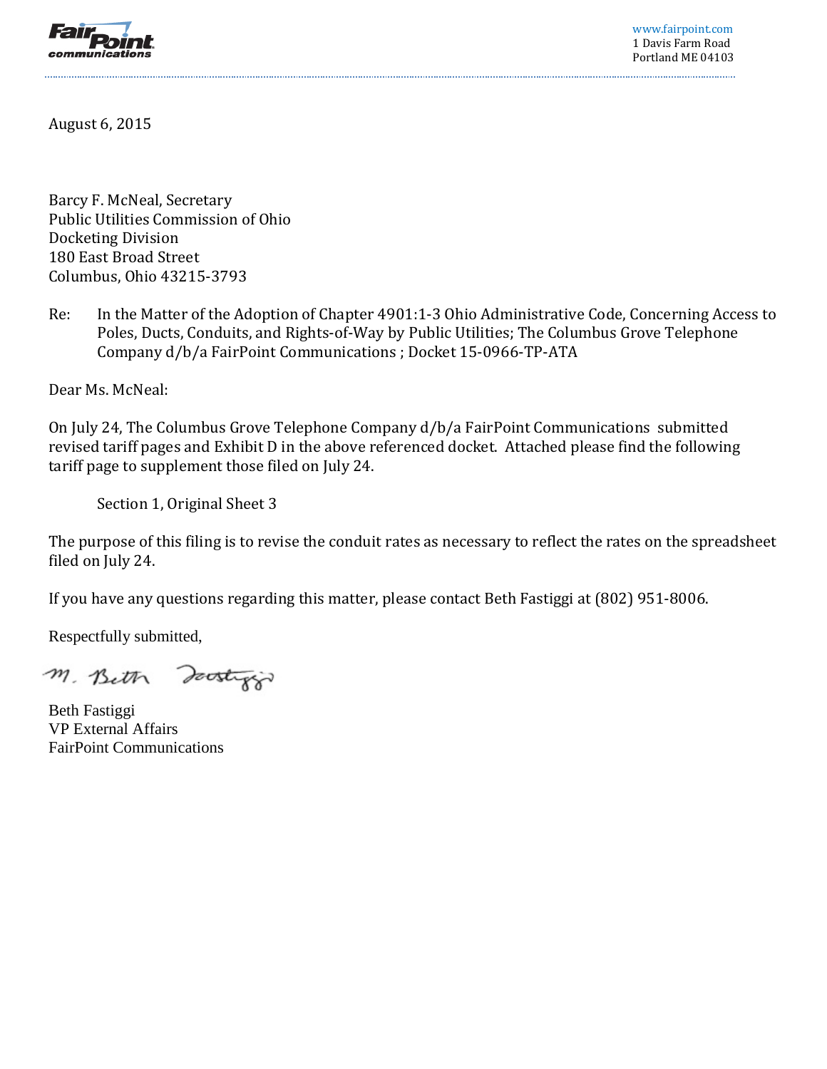FairPoint communications

www.fairpoint.com
1 Davis Farm Road
Portland ME 04103

August 6, 2015

Barcy F. McNeal, Secretary
Public Utilities Commission of Ohio
Docketing Division
180 East Broad Street
Columbus, Ohio 43215-3793

Re: In the Matter of the Adoption of Chapter 4901:1-3 Ohio Administrative Code, Concerning Access to Poles, Ducts, Conduits, and Rights-of-Way by Public Utilities; The Columbus Grove Telephone Company d/b/a FairPoint Communications ; Docket 15-0966-TP-ATA

Dear Ms. McNeal:

On July 24, The Columbus Grove Telephone Company d/b/a FairPoint Communications submitted revised tariff pages and Exhibit D in the above referenced docket. Attached please find the following tariff page to supplement those filed on July 24.

Section 1, Original Sheet 3

The purpose of this filing is to revise the conduit rates as necessary to reflect the rates on the spreadsheet filed on July 24.

If you have any questions regarding this matter, please contact Beth Fastiggi at (802) 951-8006.

Respectfully submitted,

M. Beth Fastiggi

Beth Fastiggi
VP External Affairs
FairPoint Communications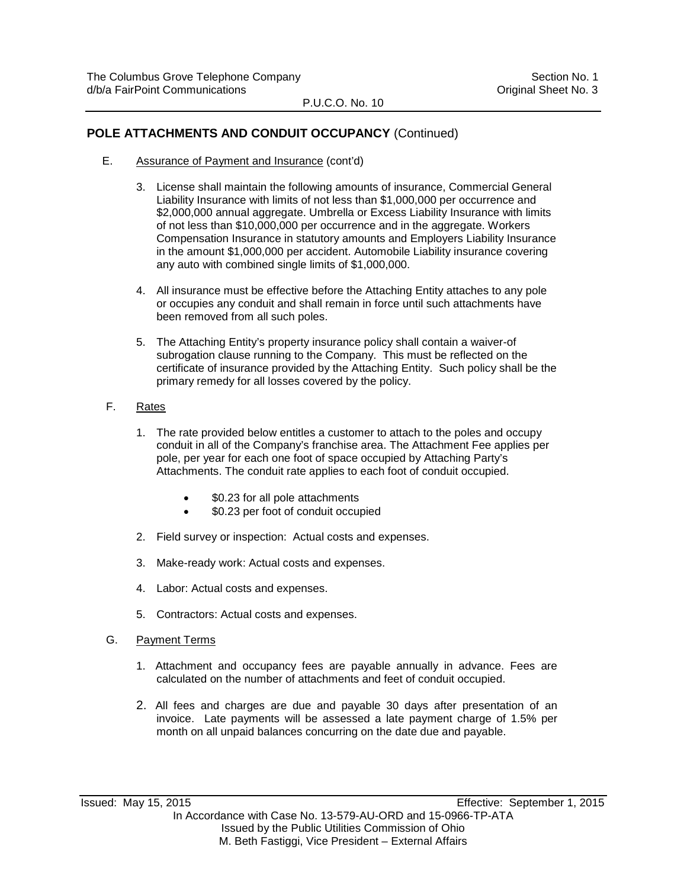## POLE ATTACHMENTS AND CONDUIT OCCUPANCY (Continued)

E. Assurance of Payment and Insurance (cont'd)

3. License shall maintain the following amounts of insurance, Commercial General Liability Insurance with limits of not less than $1,000,000 per occurrence and $2,000,000 annual aggregate. Umbrella or Excess Liability Insurance with limits of not less than $10,000,000 per occurrence and in the aggregate. Workers Compensation Insurance in statutory amounts and Employers Liability Insurance in the amount $1,000,000 per accident. Automobile Liability insurance covering any auto with combined single limits of $1,000,000.

4. All insurance must be effective before the Attaching Entity attaches to any pole or occupies any conduit and shall remain in force until such attachments have been removed from all such poles.

5. The Attaching Entity's property insurance policy shall contain a waiver-of subrogation clause running to the Company. This must be reflected on the certificate of insurance provided by the Attaching Entity. Such policy shall be the primary remedy for all losses covered by the policy.

F. Rates

1. The rate provided below entitles a customer to attach to the poles and occupy conduit in all of the Company's franchise area. The Attachment Fee applies per pole, per year for each one foot of space occupied by Attaching Party's Attachments. The conduit rate applies to each foot of conduit occupied.

   - $0.23 for all pole attachments
   - $0.23 per foot of conduit occupied

2. Field survey or inspection: Actual costs and expenses.

3. Make-ready work: Actual costs and expenses.

4. Labor: Actual costs and expenses.

5. Contractors: Actual costs and expenses.

G. Payment Terms

1. Attachment and occupancy fees are payable annually in advance. Fees are calculated on the number of attachments and feet of conduit occupied.

2. All fees and charges are due and payable 30 days after presentation of an invoice. Late payments will be assessed a late payment charge of 1.5% per month on all unpaid balances concurring on the date due and payable.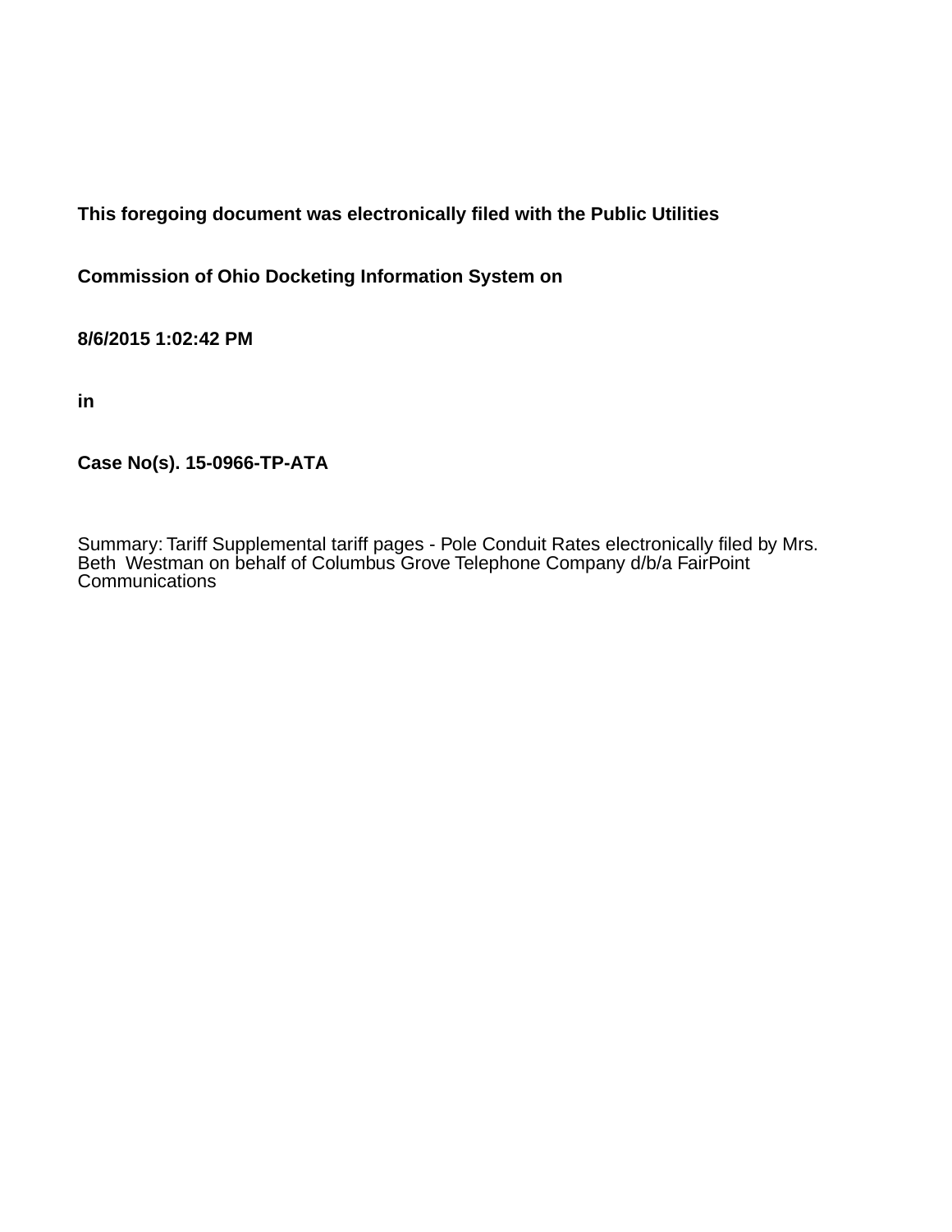**This foregoing document was electronically filed with the Public Utilities**

**Commission of Ohio Docketing Information System on**

**8/6/2015 1:02:42 PM**

**in**

**Case No(s). 15-0966-TP-ATA**

Summary: Tariff Supplemental tariff pages - Pole Conduit Rates electronically filed by Mrs. Beth Westman on behalf of Columbus Grove Telephone Company d/b/a FairPoint Communications